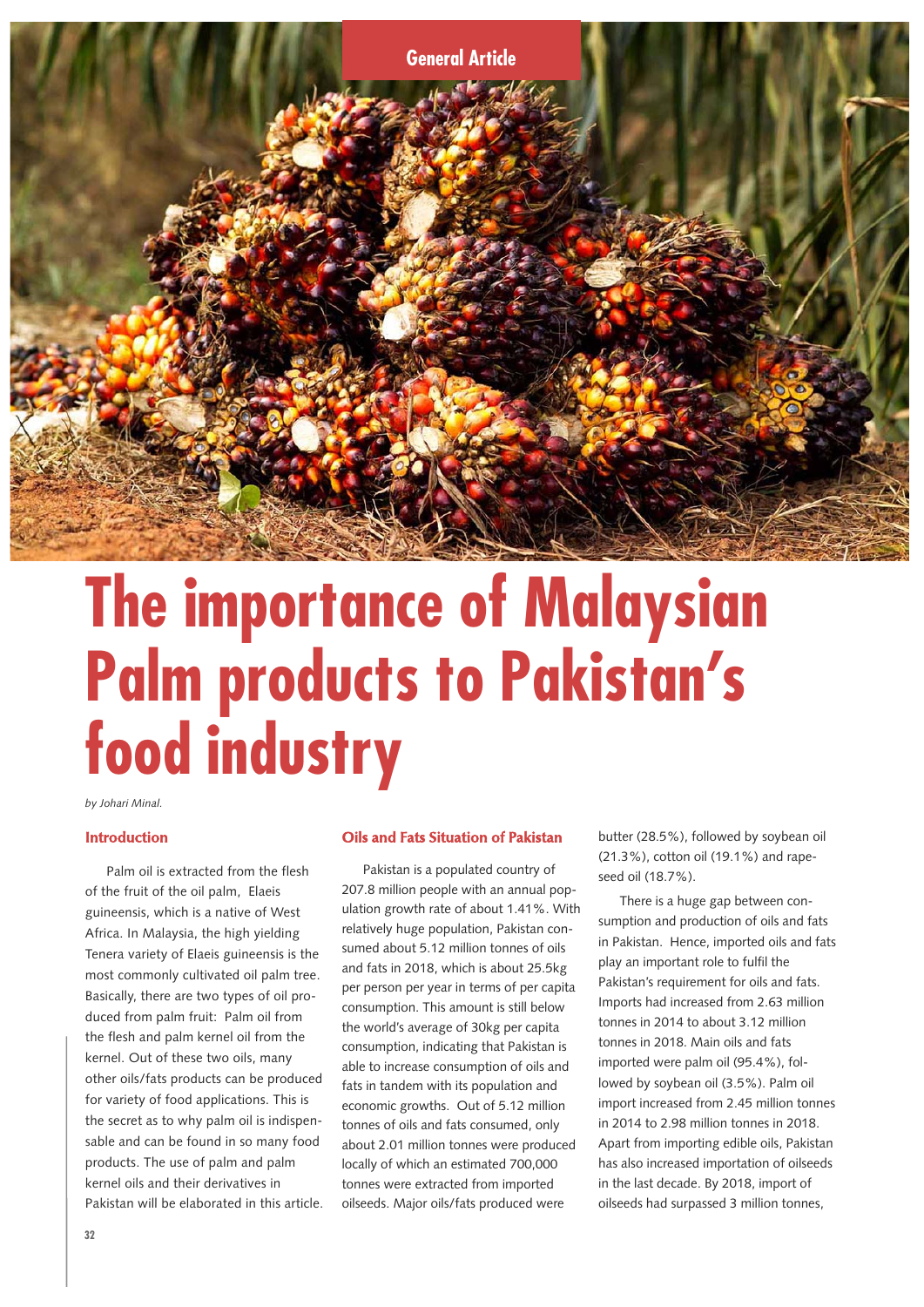General Article

# The importance of Malaysian Palm products to Pakistan's food industry

*by Johari Minal.*

## Introduction

Palm oil is extracted from the flesh of the fruit of the oil palm, Elaeis guineensis, which is a native of West Africa. In Malaysia, the high yielding Tenera variety of Elaeis guineensis is the most commonly cultivated oil palm tree. Basically, there are two types of oil produced from palm fruit: Palm oil from the flesh and palm kernel oil from the kernel. Out of these two oils, many other oils/fats products can be produced for variety of food applications. This is the secret as to why palm oil is indispensable and can be found in so many food products. The use of palm and palm kernel oils and their derivatives in Pakistan will be elaborated in this article.

## Oils and Fats Situation of Pakistan

Pakistan is a populated country of 207.8 million people with an annual population growth rate of about 1.41%. With relatively huge population, Pakistan consumed about 5.12 million tonnes of oils and fats in 2018, which is about 25.5kg per person per year in terms of per capita consumption. This amount is still below the world's average of 30kg per capita consumption, indicating that Pakistan is able to increase consumption of oils and fats in tandem with its population and economic growths. Out of 5.12 million tonnes of oils and fats consumed, only about 2.01 million tonnes were produced locally of which an estimated 700,000 tonnes were extracted from imported oilseeds. Major oils/fats produced were butter (28.5%), followed by soybean oil (21.3%), cotton oil (19.1%) and rapeseed oil (18.7%).

There is a huge gap between consumption and production of oils and fats in Pakistan. Hence, imported oils and fats play an important role to fulfil the Pakistan's requirement for oils and fats. Imports had increased from 2.63 million tonnes in 2014 to about 3.12 million tonnes in 2018. Main oils and fats imported were palm oil (95.4%), followed by soybean oil (3.5%). Palm oil import increased from 2.45 million tonnes in 2014 to 2.98 million tonnes in 2018. Apart from importing edible oils, Pakistan has also increased importation of oilseeds in the last decade. By 2018, import of oilseeds had surpassed 3 million tonnes,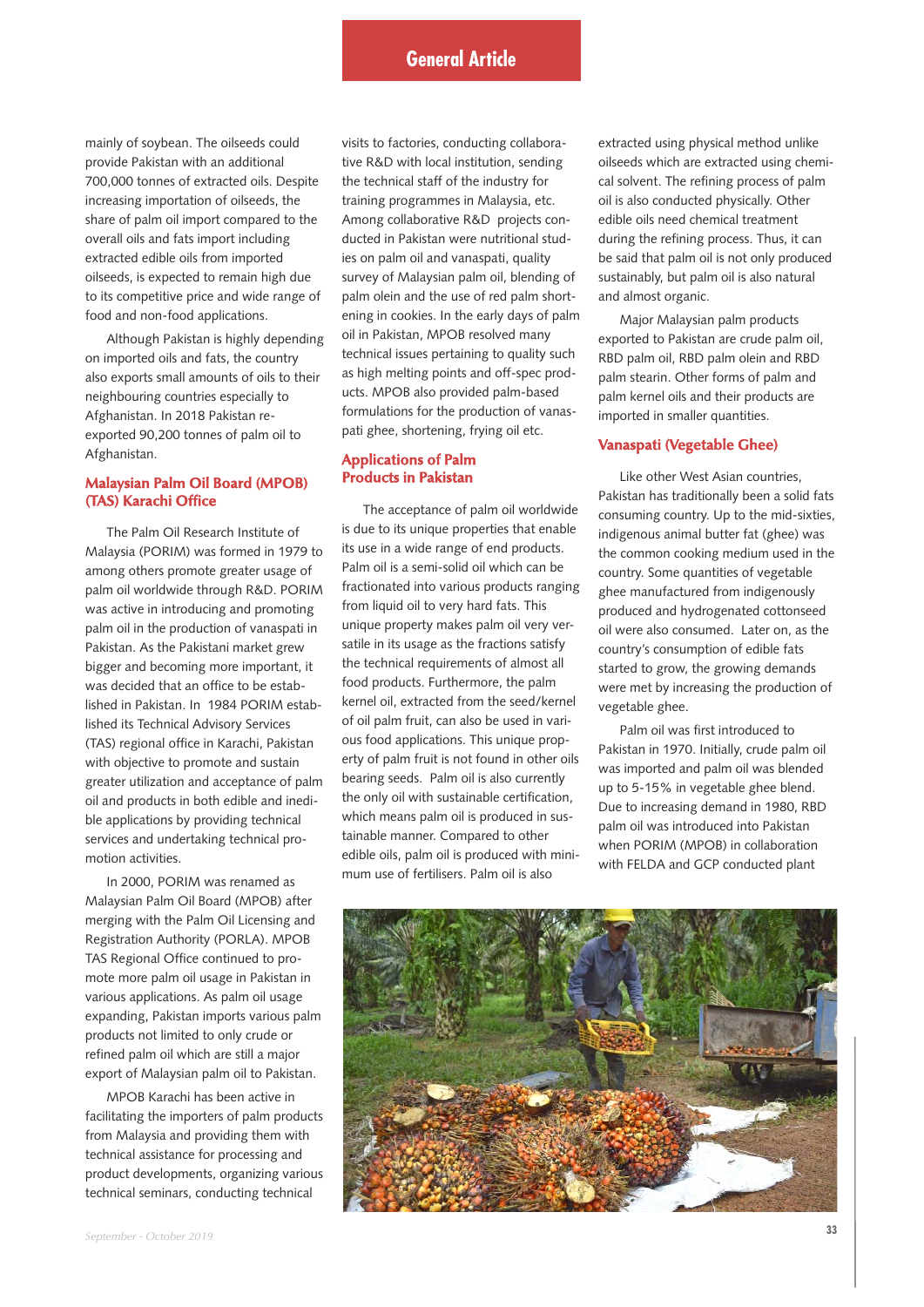mainly of soybean. The oilseeds could provide Pakistan with an additional 700,000 tonnes of extracted oils. Despite increasing importation of oilseeds, the share of palm oil import compared to the overall oils and fats import including extracted edible oils from imported oilseeds, is expected to remain high due to its competitive price and wide range of food and non-food applications.

Although Pakistan is highly depending on imported oils and fats, the country also exports small amounts of oils to their neighbouring countries especially to Afghanistan. In 2018 Pakistan re-exported 90,200 tonnes of palm oil to Afghanistan.

## Malaysian Palm Oil Board (MPOB) (TAS) Karachi Office

The Palm Oil Research Institute of Malaysia (PORIM) was formed in 1979 to among others promote greater usage of palm oil worldwide through R&D. PORIM was active in introducing and promoting palm oil in the production of vanaspati in Pakistan. As the Pakistani market grew bigger and becoming more important, it was decided that an office to be established in Pakistan. In 1984 PORIM established its Technical Advisory Services (TAS) regional office in Karachi, Pakistan with objective to promote and sustain greater utilization and acceptance of palm oil and products in both edible and inedible applications by providing technical services and undertaking technical promotion activities.

In 2000, PORIM was renamed as Malaysian Palm Oil Board (MPOB) after merging with the Palm Oil Licensing and Registration Authority (PORLA). MPOB TAS Regional Office continued to promote more palm oil usage in Pakistan in various applications. As palm oil usage expanding, Pakistan imports various palm products not limited to only crude or refined palm oil which are still a major export of Malaysian palm oil to Pakistan.

MPOB Karachi has been active in facilitating the importers of palm products from Malaysia and providing them with technical assistance for processing and product developments, organizing various technical seminars, conducting technical visits to factories, conducting collaborative R&D with local institution, sending the technical staff of the industry for training programmes in Malaysia, etc. Among collaborative R&D projects conducted in Pakistan were nutritional studies on palm oil and vanaspati, quality survey of Malaysian palm oil, blending of palm olein and the use of red palm shortening in cookies. In the early days of palm oil in Pakistan, MPOB resolved many technical issues pertaining to quality such as high melting points and off-spec products. MPOB also provided palm-based formulations for the production of vanaspati ghee, shortening, frying oil etc.

## Applications of Palm Products in Pakistan

The acceptance of palm oil worldwide is due to its unique properties that enable its use in a wide range of end products. Palm oil is a semi-solid oil which can be fractionated into various products ranging from liquid oil to very hard fats. This unique property makes palm oil very versatile in its usage as the fractions satisfy the technical requirements of almost all food products. Furthermore, the palm kernel oil, extracted from the seed/kernel of oil palm fruit, can also be used in various food applications. This unique property of palm fruit is not found in other oils bearing seeds. Palm oil is also currently the only oil with sustainable certification, which means palm oil is produced in sustainable manner. Compared to other edible oils, palm oil is produced with minimum use of fertilisers. Palm oil is also extracted using physical method unlike oilseeds which are extracted using chemical solvent. The refining process of palm oil is also conducted physically. Other edible oils need chemical treatment during the refining process. Thus, it can be said that palm oil is not only produced sustainably, but palm oil is also natural and almost organic.

Major Malaysian palm products exported to Pakistan are crude palm oil, RBD palm oil, RBD palm olein and RBD palm stearin. Other forms of palm and palm kernel oils and their products are imported in smaller quantities.

## Vanaspati (Vegetable Ghee)

Like other West Asian countries, Pakistan has traditionally been a solid fats consuming country. Up to the mid-sixties, indigenous animal butter fat (ghee) was the common cooking medium used in the country. Some quantities of vegetable ghee manufactured from indigenously produced and hydrogenated cottonseed oil were also consumed. Later on, as the country's consumption of edible fats started to grow, the growing demands were met by increasing the production of vegetable ghee.

Palm oil was first introduced to Pakistan in 1970. Initially, crude palm oil was imported and palm oil was blended up to 5-15% in vegetable ghee blend. Due to increasing demand in 1980, RBD palm oil was introduced into Pakistan when PORIM (MPOB) in collaboration with FELDA and GCP conducted plant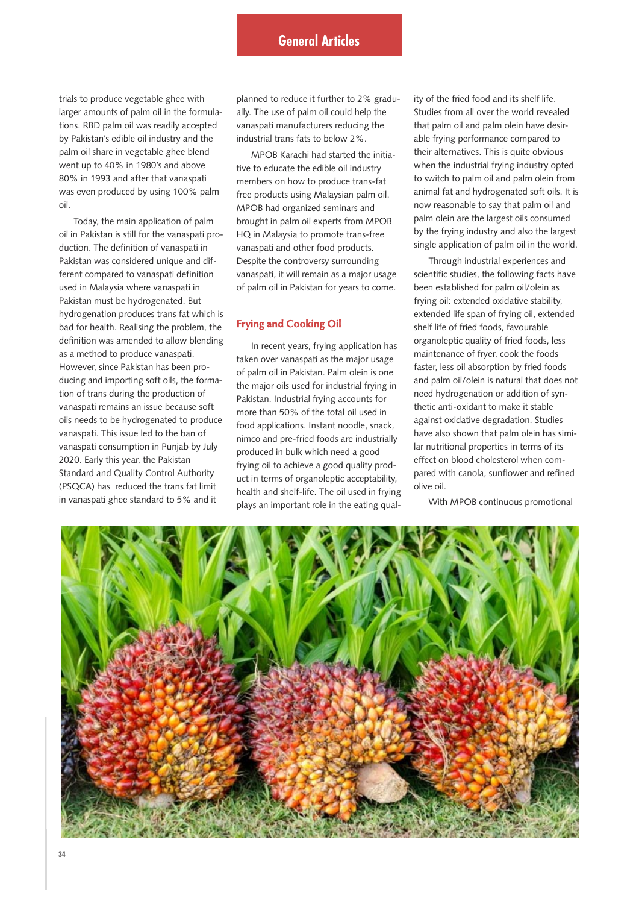trials to produce vegetable ghee with larger amounts of palm oil in the formulations. RBD palm oil was readily accepted by Pakistan's edible oil industry and the palm oil share in vegetable ghee blend went up to 40% in 1980's and above 80% in 1993 and after that vanaspati was even produced by using 100% palm oil.

Today, the main application of palm oil in Pakistan is still for the vanaspati production. The definition of vanaspati in Pakistan was considered unique and different compared to vanaspati definition used in Malaysia where vanaspati in Pakistan must be hydrogenated. But hydrogenation produces trans fat which is bad for health. Realising the problem, the definition was amended to allow blending as a method to produce vanaspati. However, since Pakistan has been producing and importing soft oils, the formation of trans during the production of vanaspati remains an issue because soft oils needs to be hydrogenated to produce vanaspati. This issue led to the ban of vanaspati consumption in Punjab by July 2020. Early this year, the Pakistan Standard and Quality Control Authority (PSQCA) has reduced the trans fat limit in vanaspati ghee standard to 5% and it planned to reduce it further to 2% gradually. The use of palm oil could help the vanaspati manufacturers reducing the industrial trans fats to below 2%.

MPOB Karachi had started the initiative to educate the edible oil industry members on how to produce trans-fat free products using Malaysian palm oil. MPOB had organized seminars and brought in palm oil experts from MPOB HQ in Malaysia to promote trans-free vanaspati and other food products. Despite the controversy surrounding vanaspati, it will remain as a major usage of palm oil in Pakistan for years to come.

## Frying and Cooking Oil

In recent years, frying application has taken over vanaspati as the major usage of palm oil in Pakistan. Palm olein is one the major oils used for industrial frying in Pakistan. Industrial frying accounts for more than 50% of the total oil used in food applications. Instant noodle, snack, nimco and pre-fried foods are industrially produced in bulk which need a good frying oil to achieve a good quality product in terms of organoleptic acceptability, health and shelf-life. The oil used in frying plays an important role in the eating quality of the fried food and its shelf life. Studies from all over the world revealed that palm oil and palm olein have desirable frying performance compared to their alternatives. This is quite obvious when the industrial frying industry opted to switch to palm oil and palm olein from animal fat and hydrogenated soft oils. It is now reasonable to say that palm oil and palm olein are the largest oils consumed by the frying industry and also the largest single application of palm oil in the world.

Through industrial experiences and scientific studies, the following facts have been established for palm oil/olein as frying oil: extended oxidative stability, extended life span of frying oil, extended shelf life of fried foods, favourable organoleptic quality of fried foods, less maintenance of fryer, cook the foods faster, less oil absorption by fried foods and palm oil/olein is natural that does not need hydrogenation or addition of synthetic anti-oxidant to make it stable against oxidative degradation. Studies have also shown that palm olein has similar nutritional properties in terms of its effect on blood cholesterol when compared with canola, sunflower and refined olive oil.

With MPOB continuous promotional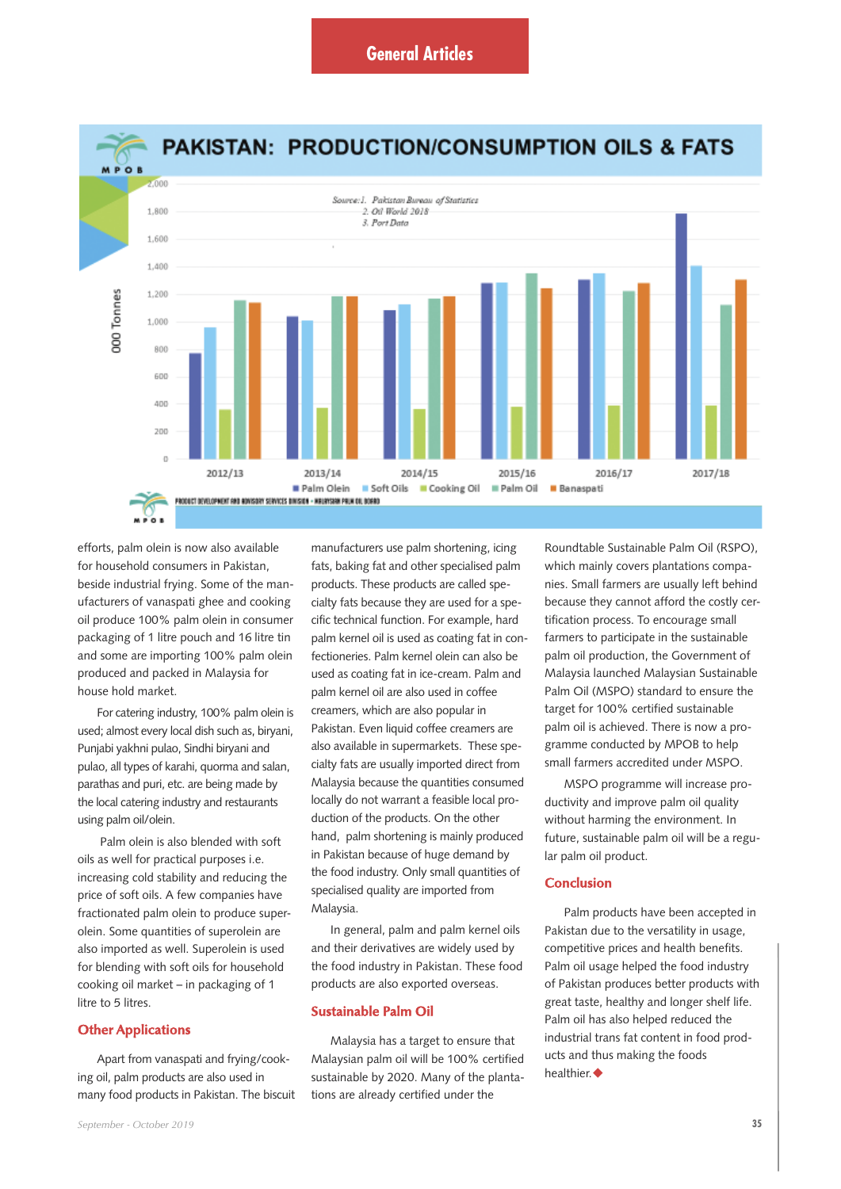PAKISTAN: PRODUCTION/CONSUMPTION OILS & FATS

MPOB

Source: 1. Pakistan Bureau of Statistics
2. Oil World 2018
3. Port Data

000 Tonnes

2,000
1,800
1,600
1,400
1,200
1,000
800
600
400
200
0

2012/13 2013/14 2014/15 2015/16 2016/17 2017/18

Palm Olein, Soft Oils, Cooking Oil, Palm Oil, Banaspati

PRODUCT DEVELOPMENT AND ADVISORY SERVICES DIVISION - MALAYSIAN PALM OIL BOARD

efforts, palm olein is now also available for household consumers in Pakistan, beside industrial frying. Some of the manufacturers of vanaspati ghee and cooking oil produce 100% palm olein in consumer packaging of 1 litre pouch and 16 litre tin and some are importing 100% palm olein produced and packed in Malaysia for house hold market.

For catering industry, 100% palm olein is used; almost every local dish such as, biryani, Punjabi yakhni pulao, Sindhi biryani and pulao, all types of karahi, quorma and salan, parathas and puri, etc. are being made by the local catering industry and restaurants using palm oil/olein.

Palm olein is also blended with soft oils as well for practical purposes i.e. increasing cold stability and reducing the price of soft oils. A few companies have fractionated palm olein to produce superolein. Some quantities of superolein are also imported as well. Superolein is used for blending with soft oils for household cooking oil market – in packaging of 1 litre to 5 litres.

## Other Applications

Apart from vanaspati and frying/cooking oil, palm products are also used in many food products in Pakistan. The biscuit manufacturers use palm shortening, icing fats, baking fat and other specialised palm products. These products are called specialty fats because they are used for a specific technical function. For example, hard palm kernel oil is used as coating fat in confectioneries. Palm kernel olein can also be used as coating fat in ice-cream. Palm and palm kernel oil are also used in coffee creamers, which are also popular in Pakistan. Even liquid coffee creamers are also available in supermarkets. These specialty fats are usually imported direct from Malaysia because the quantities consumed locally do not warrant a feasible local production of the products. On the other hand, palm shortening is mainly produced in Pakistan because of huge demand by the food industry. Only small quantities of specialised quality are imported from Malaysia.

In general, palm and palm kernel oils and their derivatives are widely used by the food industry in Pakistan. These food products are also exported overseas.

## Sustainable Palm Oil

Malaysia has a target to ensure that Malaysian palm oil will be 100% certified sustainable by 2020. Many of the plantations are already certified under the Roundtable Sustainable Palm Oil (RSPO), which mainly covers plantations companies. Small farmers are usually left behind because they cannot afford the costly certification process. To encourage small farmers to participate in the sustainable palm oil production, the Government of Malaysia launched Malaysian Sustainable Palm Oil (MSPO) standard to ensure the target for 100% certified sustainable palm oil is achieved. There is now a programme conducted by MPOB to help small farmers accredited under MSPO.

MSPO programme will increase productivity and improve palm oil quality without harming the environment. In future, sustainable palm oil will be a regular palm oil product.

## Conclusion

Palm products have been accepted in Pakistan due to the versatility in usage, competitive prices and health benefits. Palm oil usage helped the food industry of Pakistan produces better products with great taste, healthy and longer shelf life. Palm oil has also helped reduced the industrial trans fat content in food products and thus making the foods healthier. ◆